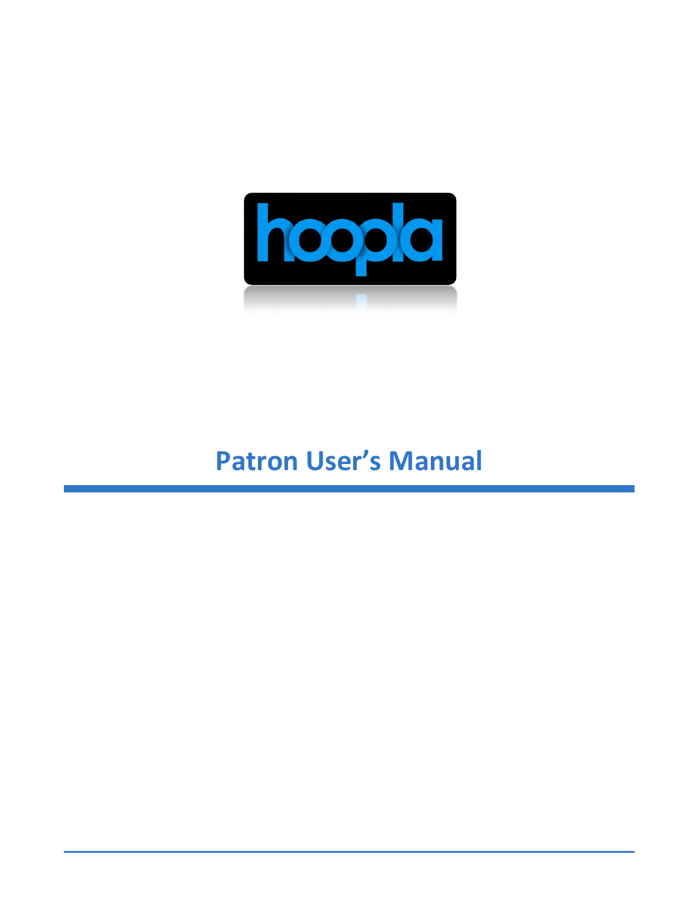hoopla

# Patron User's Manual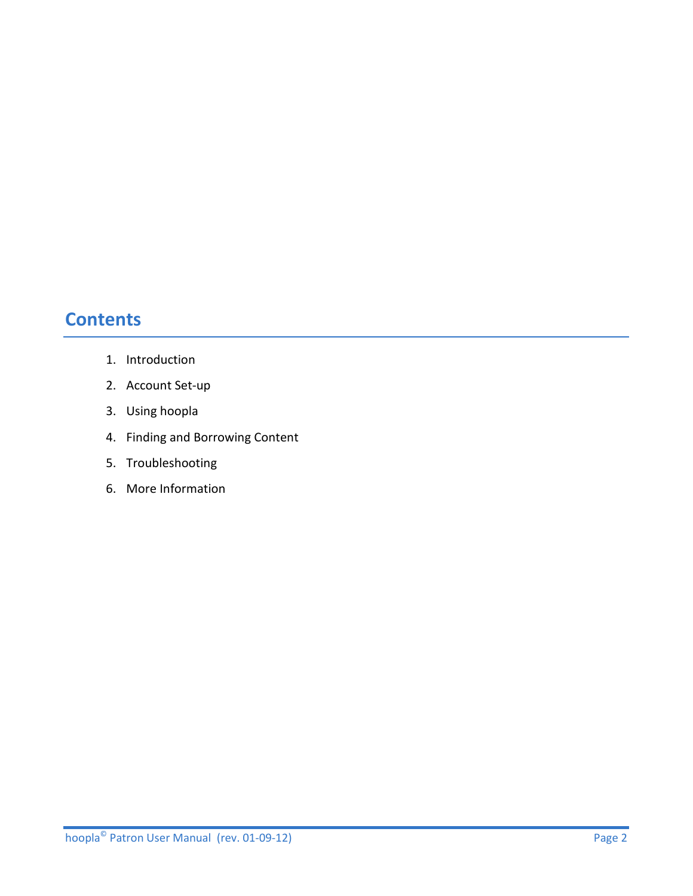## Contents

1. Introduction
2. Account Set-up
3. Using hoopla
4. Finding and Borrowing Content
5. Troubleshooting
6. More Information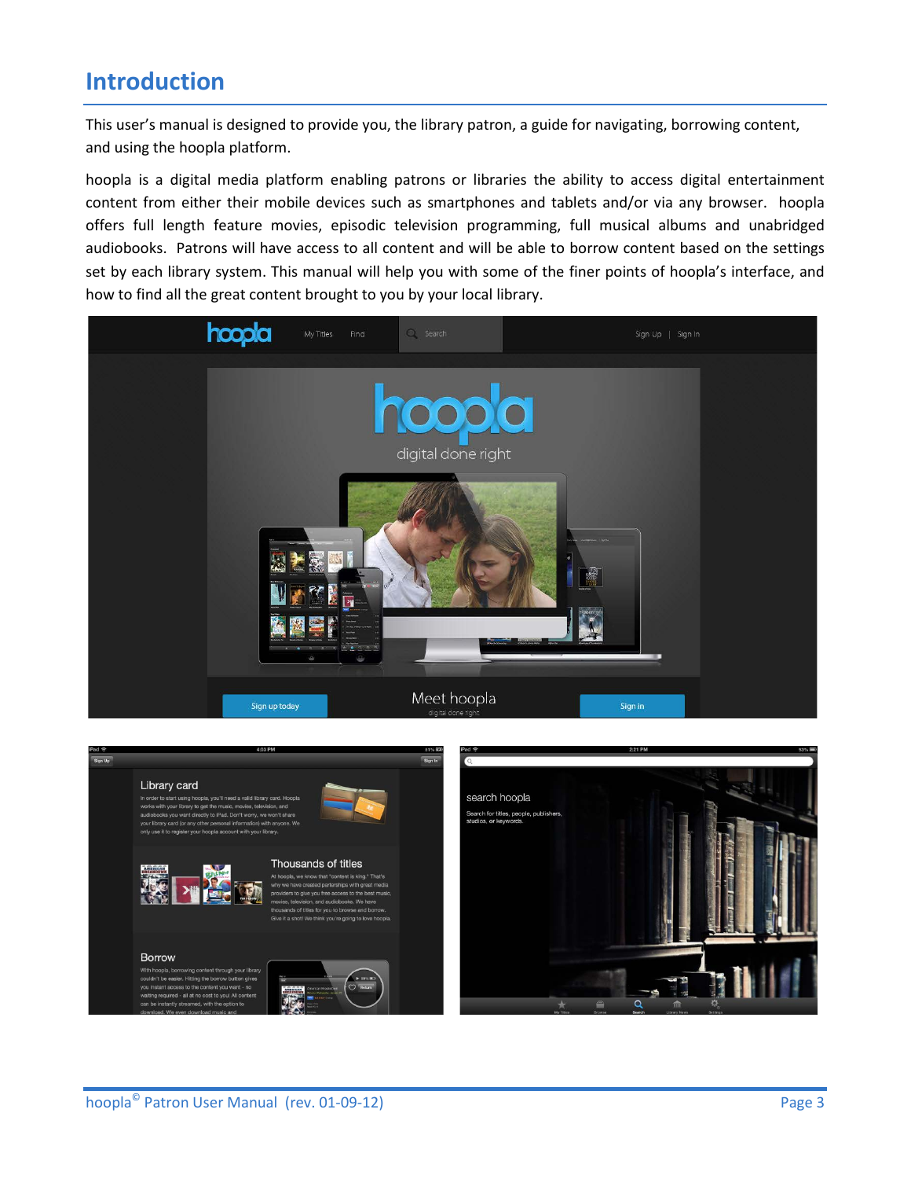# Introduction

This user's manual is designed to provide you, the library patron, a guide for navigating, borrowing content, and using the hoopla platform.

hoopla is a digital media platform enabling patrons or libraries the ability to access digital entertainment content from either their mobile devices such as smartphones and tablets and/or via any browser. hoopla offers full length feature movies, episodic television programming, full musical albums and unabridged audiobooks. Patrons will have access to all content and will be able to borrow content based on the settings set by each library system. This manual will help you with some of the finer points of hoopla's interface, and how to find all the great content brought to you by your local library.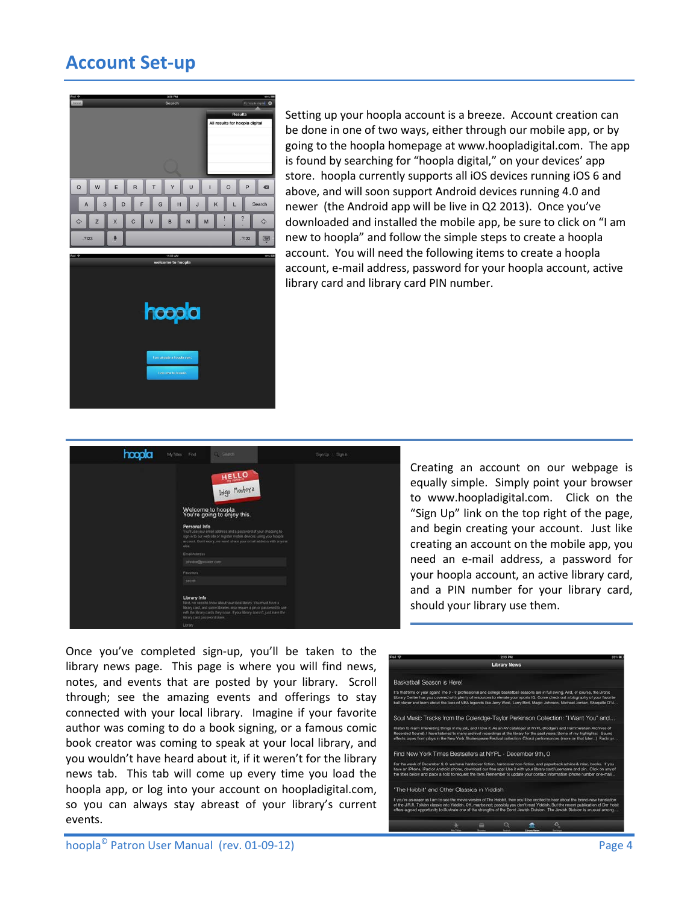# Account Set-up

Setting up your hoopla account is a breeze. Account creation can be done in one of two ways, either through our mobile app, or by going to the hoopla homepage at www.hoopladigital.com. The app is found by searching for "hoopla digital," on your devices' app store. hoopla currently supports all iOS devices running iOS 6 and above, and will soon support Android devices running 4.0 and newer (the Android app will be live in Q2 2013). Once you've downloaded and installed the mobile app, be sure to click on "I am new to hoopla" and follow the simple steps to create a hoopla account. You will need the following items to create a hoopla account, e-mail address, password for your hoopla account, active library card and library card PIN number.

Creating an account on our webpage is equally simple. Simply point your browser to www.hoopladigital.com. Click on the "Sign Up" link on the top right of the page, and begin creating your account. Just like creating an account on the mobile app, you need an e-mail address, a password for your hoopla account, an active library card, and a PIN number for your library card, should your library use them.

Once you've completed sign-up, you'll be taken to the library news page. This page is where you will find news, notes, and events that are posted by your library. Scroll through; see the amazing events and offerings to stay connected with your local library. Imagine if your favorite author was coming to do a book signing, or a famous comic book creator was coming to speak at your local library, and you wouldn't have heard about it, if it weren't for the library news tab. This tab will come up every time you load the hoopla app, or log into your account on hoopladigital.com, so you can always stay abreast of your library's current events.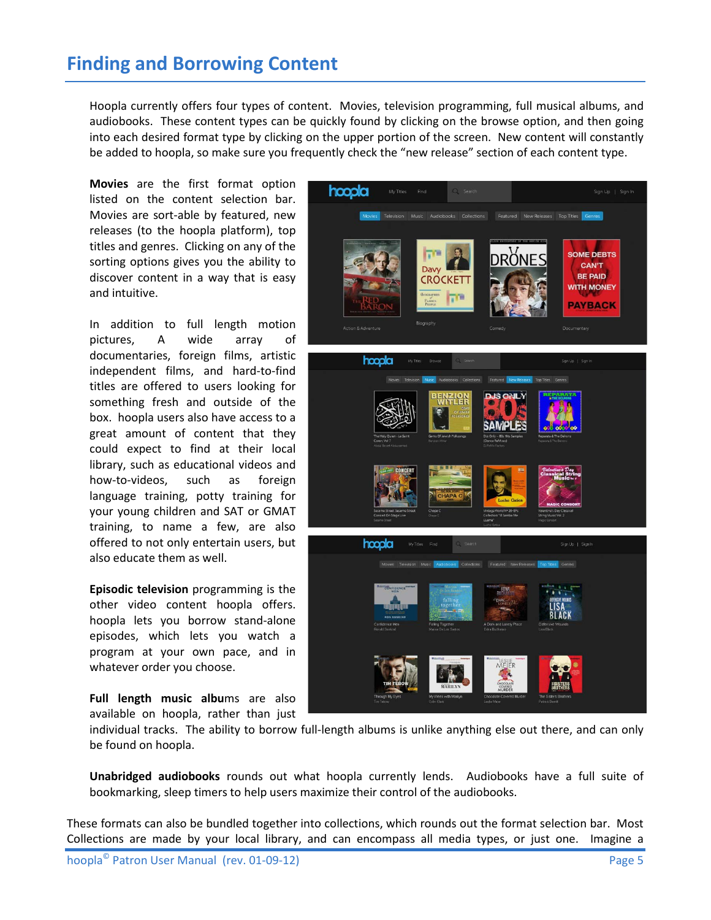# Finding and Borrowing Content

Hoopla currently offers four types of content. Movies, television programming, full musical albums, and audiobooks. These content types can be quickly found by clicking on the browse option, and then going into each desired format type by clicking on the upper portion of the screen. New content will constantly be added to hoopla, so make sure you frequently check the "new release" section of each content type.

**Movies** are the first format option listed on the content selection bar. Movies are sort-able by featured, new releases (to the hoopla platform), top titles and genres. Clicking on any of the sorting options gives you the ability to discover content in a way that is easy and intuitive.

In addition to full length motion pictures, A wide array of documentaries, foreign films, artistic independent films, and hard-to-find titles are offered to users looking for something fresh and outside of the box. hoopla users also have access to a great amount of content that they could expect to find at their local library, such as educational videos and how-to-videos, such as foreign language training, potty training for your young children and SAT or GMAT training, to name a few, are also offered to not only entertain users, but also educate them as well.

**Episodic television** programming is the other video content hoopla offers. hoopla lets you borrow stand-alone episodes, which lets you watch a program at your own pace, and in whatever order you choose.

**Full length music albu**ms are also available on hoopla, rather than just individual tracks. The ability to borrow full-length albums is unlike anything else out there, and can only be found on hoopla.

**Unabridged audiobooks** rounds out what hoopla currently lends. Audiobooks have a full suite of bookmarking, sleep timers to help users maximize their control of the audiobooks.

These formats can also be bundled together into collections, which rounds out the format selection bar. Most Collections are made by your local library, and can encompass all media types, or just one. Imagine a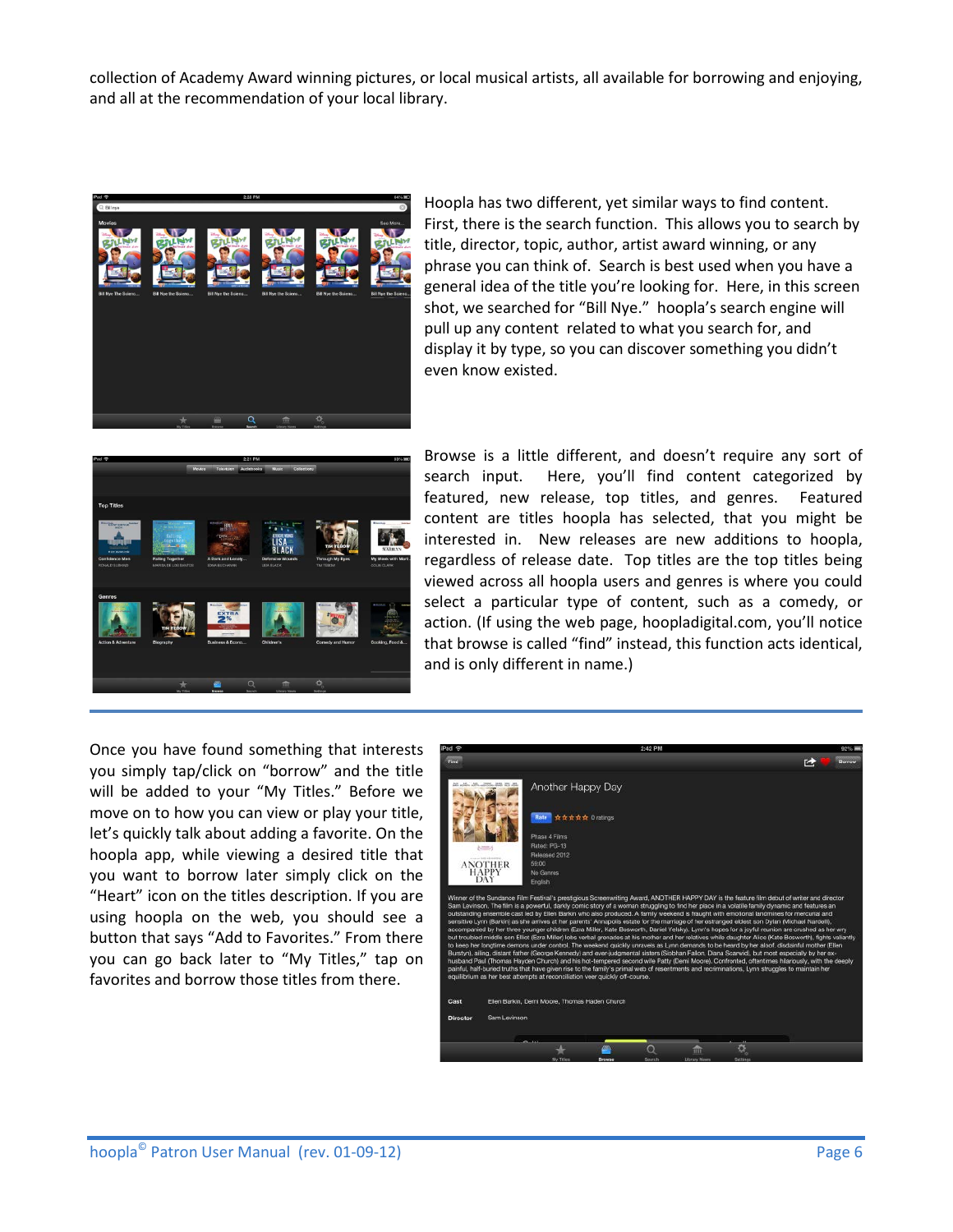collection of Academy Award winning pictures, or local musical artists, all available for borrowing and enjoying, and all at the recommendation of your local library.

Hoopla has two different, yet similar ways to find content. First, there is the search function. This allows you to search by title, director, topic, author, artist award winning, or any phrase you can think of. Search is best used when you have a general idea of the title you're looking for. Here, in this screen shot, we searched for "Bill Nye." hoopla's search engine will pull up any content related to what you search for, and display it by type, so you can discover something you didn't even know existed.

Browse is a little different, and doesn't require any sort of search input. Here, you'll find content categorized by featured, new release, top titles, and genres. Featured content are titles hoopla has selected, that you might be interested in. New releases are new additions to hoopla, regardless of release date. Top titles are the top titles being viewed across all hoopla users and genres is where you could select a particular type of content, such as a comedy, or action. (If using the web page, hoopladigital.com, you'll notice that browse is called "find" instead, this function acts identical, and is only different in name.)

---

Once you have found something that interests you simply tap/click on "borrow" and the title will be added to your "My Titles." Before we move on to how you can view or play your title, let's quickly talk about adding a favorite. On the hoopla app, while viewing a desired title that you want to borrow later simply click on the "Heart" icon on the titles description. If you are using hoopla on the web, you should see a button that says "Add to Favorites." From there you can go back later to "My Titles," tap on favorites and borrow those titles from there.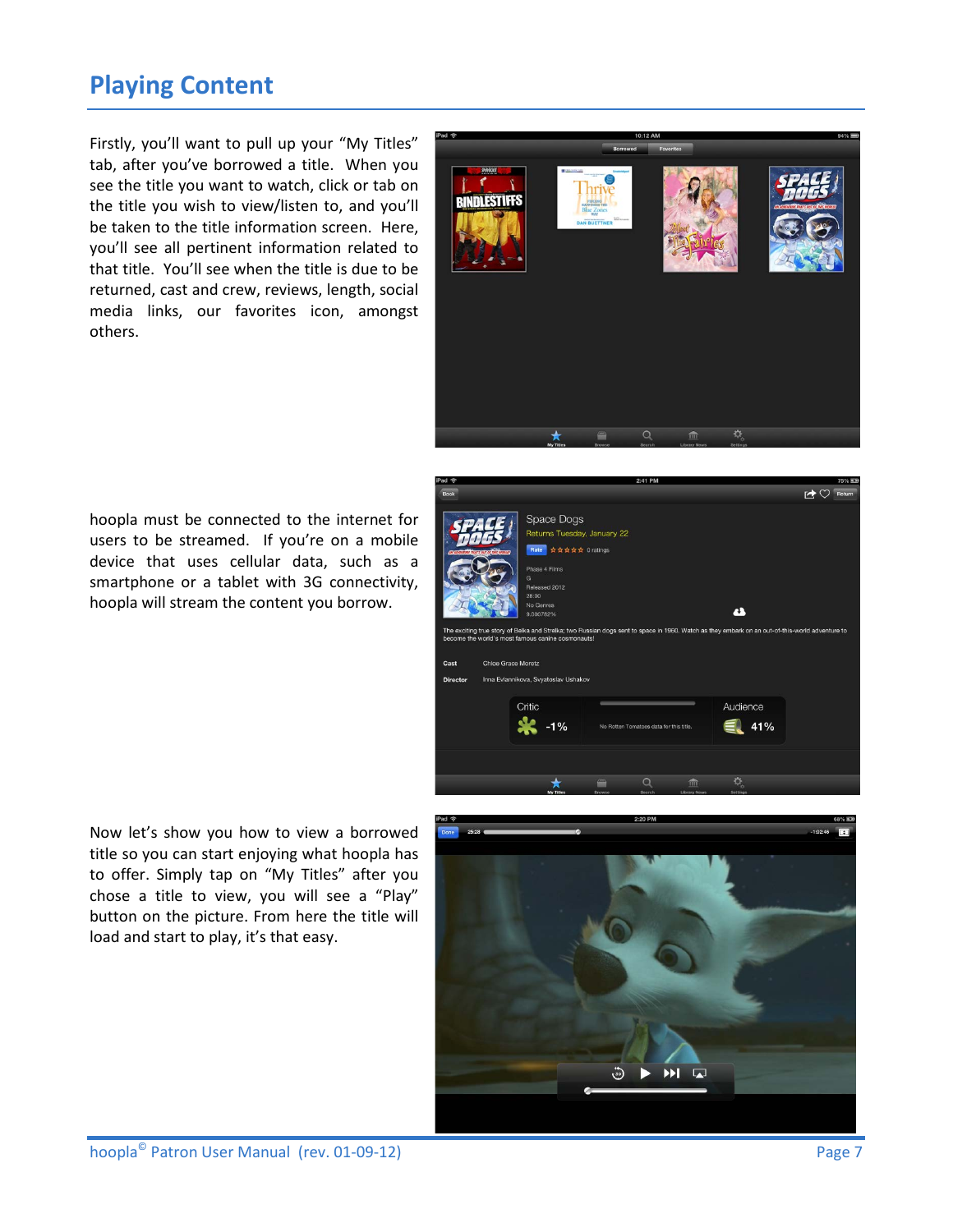# Playing Content

Firstly, you'll want to pull up your "My Titles" tab, after you've borrowed a title. When you see the title you want to watch, click or tab on the title you wish to view/listen to, and you'll be taken to the title information screen. Here, you'll see all pertinent information related to that title. You'll see when the title is due to be returned, cast and crew, reviews, length, social media links, our favorites icon, amongst others.

hoopla must be connected to the internet for users to be streamed. If you're on a mobile device that uses cellular data, such as a smartphone or a tablet with 3G connectivity, hoopla will stream the content you borrow.

Now let's show you how to view a borrowed title so you can start enjoying what hoopla has to offer. Simply tap on "My Titles" after you chose a title to view, you will see a "Play" button on the picture. From here the title will load and start to play, it's that easy.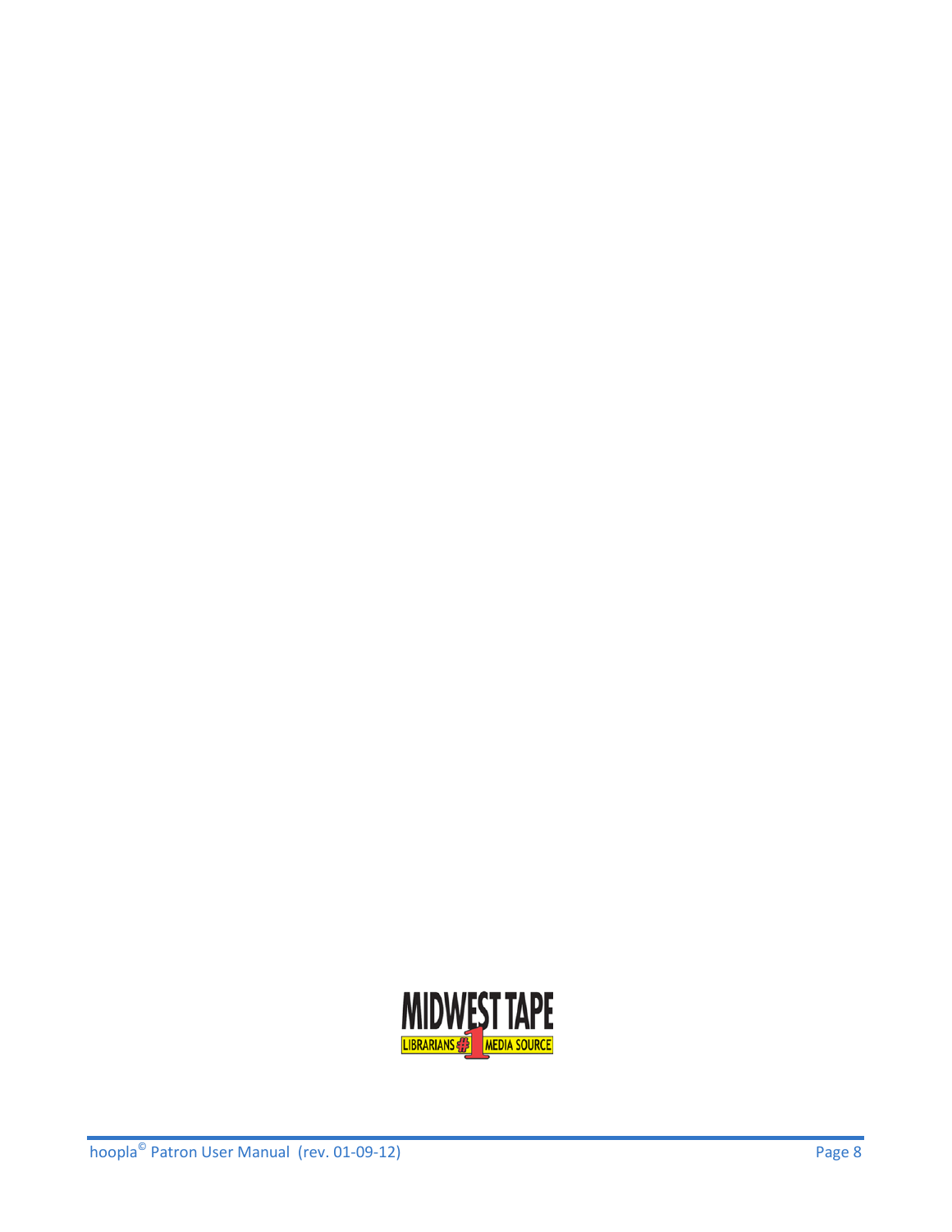MIDWEST TAPE

LIBRARIANS #1 MEDIA SOURCE